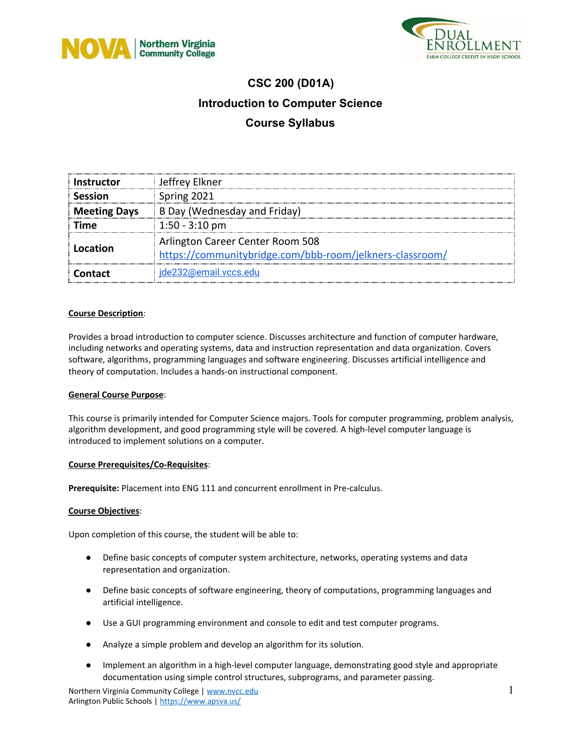# CSC 200 (D01A)

## Introduction to Computer Science

## Course Syllabus

| | |
|---|---|
| **Instructor** | Jeffrey Elkner |
| **Session** | Spring 2021 |
| **Meeting Days** | B Day (Wednesday and Friday) |
| **Time** | 1:50 - 3:10 pm |
| **Location** | Arlington Career Center Room 508 https://communitybridge.com/bbb-room/jelkners-classroom/ |
| **Contact** | jde232@email.vccs.edu |

**Course Description**:

Provides a broad introduction to computer science. Discusses architecture and function of computer hardware, including networks and operating systems, data and instruction representation and data organization. Covers software, algorithms, programming languages and software engineering. Discusses artificial intelligence and theory of computation. Includes a hands-on instructional component.

**General Course Purpose**:

This course is primarily intended for Computer Science majors. Tools for computer programming, problem analysis, algorithm development, and good programming style will be covered. A high-level computer language is introduced to implement solutions on a computer.

**Course Prerequisites/Co-Requisites**:

**Prerequisite:** Placement into ENG 111 and concurrent enrollment in Pre-calculus.

**Course Objectives**:

Upon completion of this course, the student will be able to:

- Define basic concepts of computer system architecture, networks, operating systems and data representation and organization.
- Define basic concepts of software engineering, theory of computations, programming languages and artificial intelligence.
- Use a GUI programming environment and console to edit and test computer programs.
- Analyze a simple problem and develop an algorithm for its solution.
- Implement an algorithm in a high-level computer language, demonstrating good style and appropriate documentation using simple control structures, subprograms, and parameter passing.

Northern Virginia Community College | www.nvcc.edu
Arlington Public Schools | https://www.apsva.us/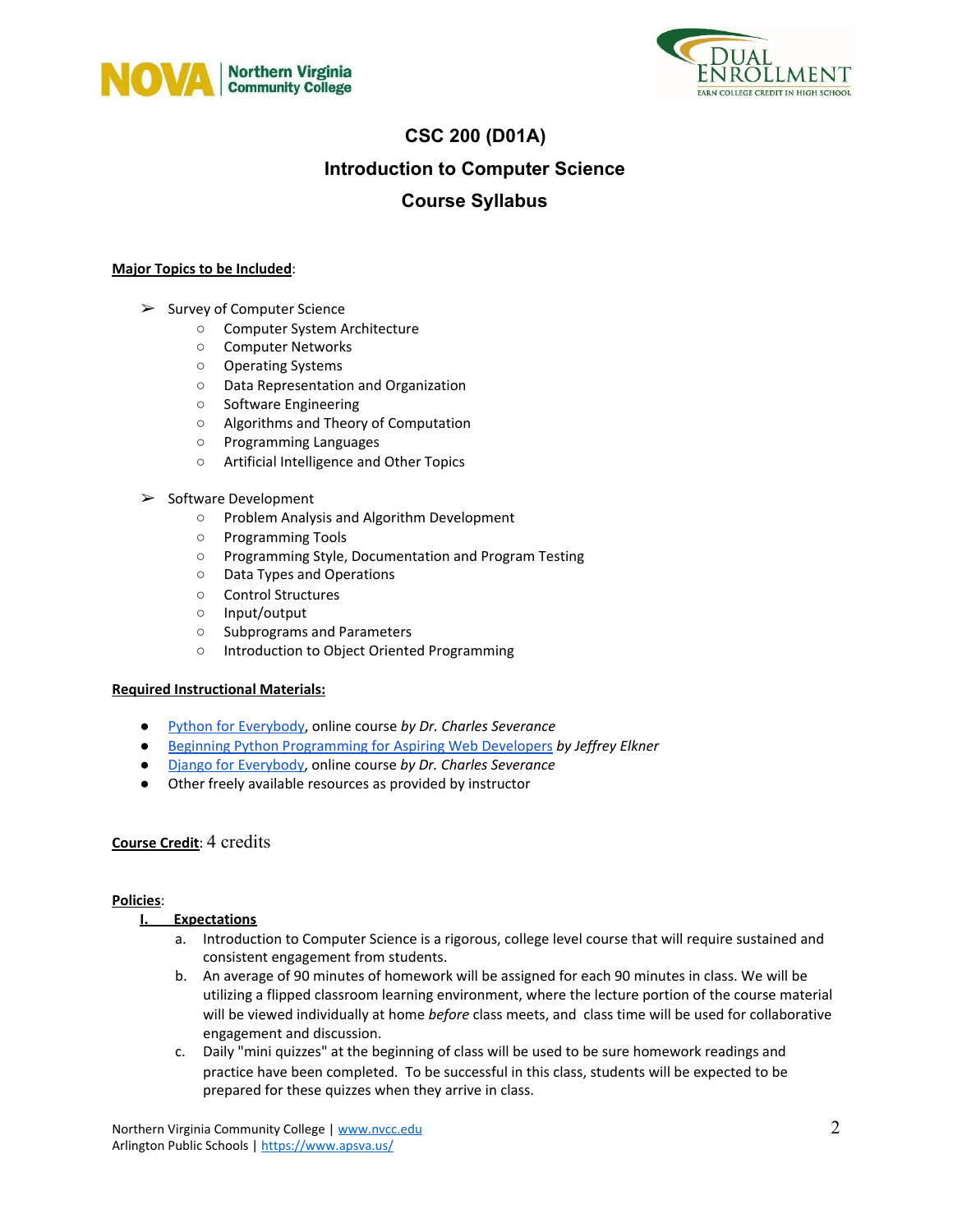# CSC 200 (D01A)

## Introduction to Computer Science

## Course Syllabus

**Major Topics to be Included**:

- Survey of Computer Science
  - Computer System Architecture
  - Computer Networks
  - Operating Systems
  - Data Representation and Organization
  - Software Engineering
  - Algorithms and Theory of Computation
  - Programming Languages
  - Artificial Intelligence and Other Topics
- Software Development
  - Problem Analysis and Algorithm Development
  - Programming Tools
  - Programming Style, Documentation and Program Testing
  - Data Types and Operations
  - Control Structures
  - Input/output
  - Subprograms and Parameters
  - Introduction to Object Oriented Programming

**Required Instructional Materials:**

- Python for Everybody, online course *by Dr. Charles Severance*
- Beginning Python Programming for Aspiring Web Developers *by Jeffrey Elkner*
- Django for Everybody, online course *by Dr. Charles Severance*
- Other freely available resources as provided by instructor

**Course Credit**: 4 credits

**Policies**:

**I. Expectations**

a. Introduction to Computer Science is a rigorous, college level course that will require sustained and consistent engagement from students.

b. An average of 90 minutes of homework will be assigned for each 90 minutes in class. We will be utilizing a flipped classroom learning environment, where the lecture portion of the course material will be viewed individually at home *before* class meets, and class time will be used for collaborative engagement and discussion.

c. Daily "mini quizzes" at the beginning of class will be used to be sure homework readings and practice have been completed. To be successful in this class, students will be expected to be prepared for these quizzes when they arrive in class.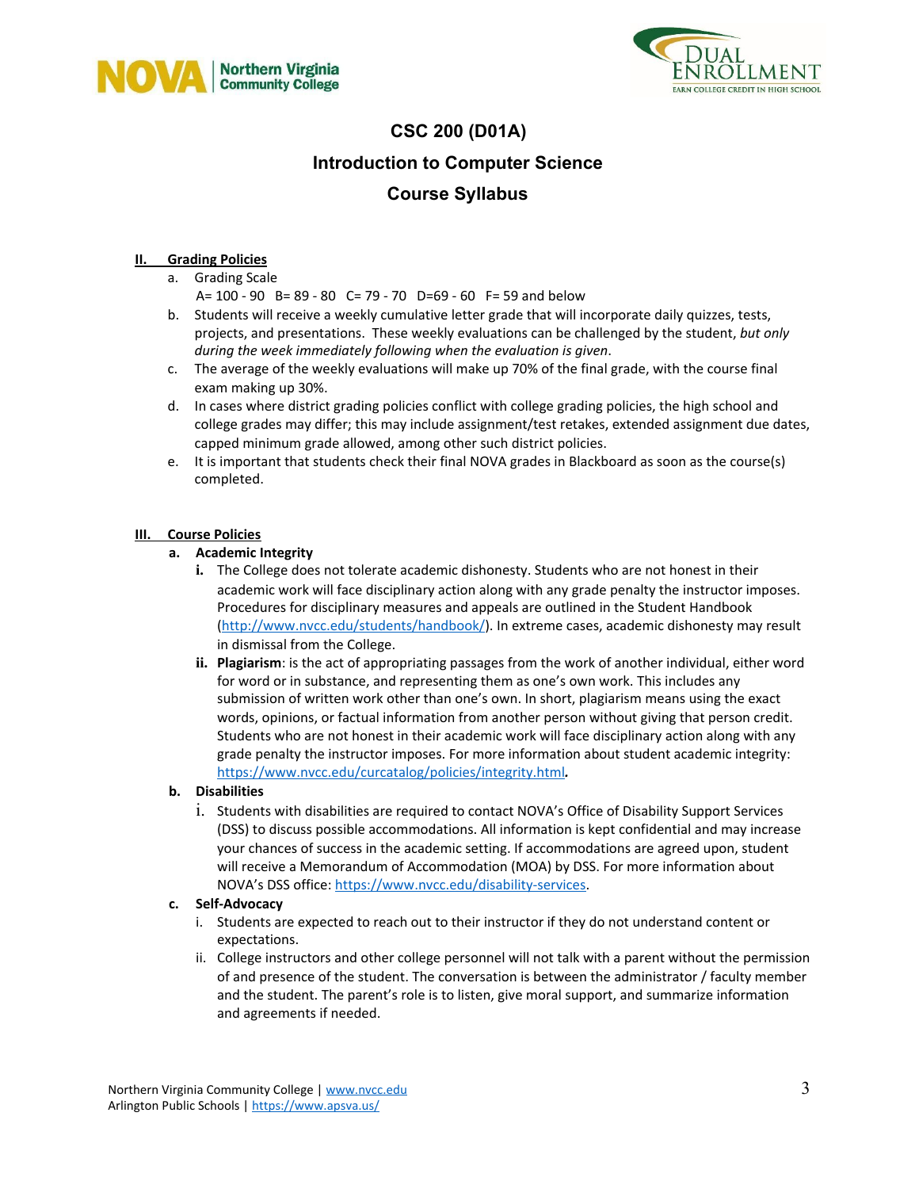# CSC 200 (D01A)

## Introduction to Computer Science

## Course Syllabus

### II. Grading Policies

a. Grading Scale
   A= 100 - 90   B= 89 - 80   C= 79 - 70   D=69 - 60   F= 59 and below

b. Students will receive a weekly cumulative letter grade that will incorporate daily quizzes, tests, projects, and presentations. These weekly evaluations can be challenged by the student, *but only during the week immediately following when the evaluation is given*.

c. The average of the weekly evaluations will make up 70% of the final grade, with the course final exam making up 30%.

d. In cases where district grading policies conflict with college grading policies, the high school and college grades may differ; this may include assignment/test retakes, extended assignment due dates, capped minimum grade allowed, among other such district policies.

e. It is important that students check their final NOVA grades in Blackboard as soon as the course(s) completed.

### III. Course Policies

**a. Academic Integrity**

**i.** The College does not tolerate academic dishonesty. Students who are not honest in their academic work will face disciplinary action along with any grade penalty the instructor imposes. Procedures for disciplinary measures and appeals are outlined in the Student Handbook (http://www.nvcc.edu/students/handbook/). In extreme cases, academic dishonesty may result in dismissal from the College.

**ii. Plagiarism**: is the act of appropriating passages from the work of another individual, either word for word or in substance, and representing them as one's own work. This includes any submission of written work other than one's own. In short, plagiarism means using the exact words, opinions, or factual information from another person without giving that person credit. Students who are not honest in their academic work will face disciplinary action along with any grade penalty the instructor imposes. For more information about student academic integrity: https://www.nvcc.edu/curcatalog/policies/integrity.html**.**

**b. Disabilities**

i. Students with disabilities are required to contact NOVA's Office of Disability Support Services (DSS) to discuss possible accommodations. All information is kept confidential and may increase your chances of success in the academic setting. If accommodations are agreed upon, student will receive a Memorandum of Accommodation (MOA) by DSS. For more information about NOVA's DSS office: https://www.nvcc.edu/disability-services.

**c. Self-Advocacy**

i. Students are expected to reach out to their instructor if they do not understand content or expectations.

ii. College instructors and other college personnel will not talk with a parent without the permission of and presence of the student. The conversation is between the administrator / faculty member and the student. The parent's role is to listen, give moral support, and summarize information and agreements if needed.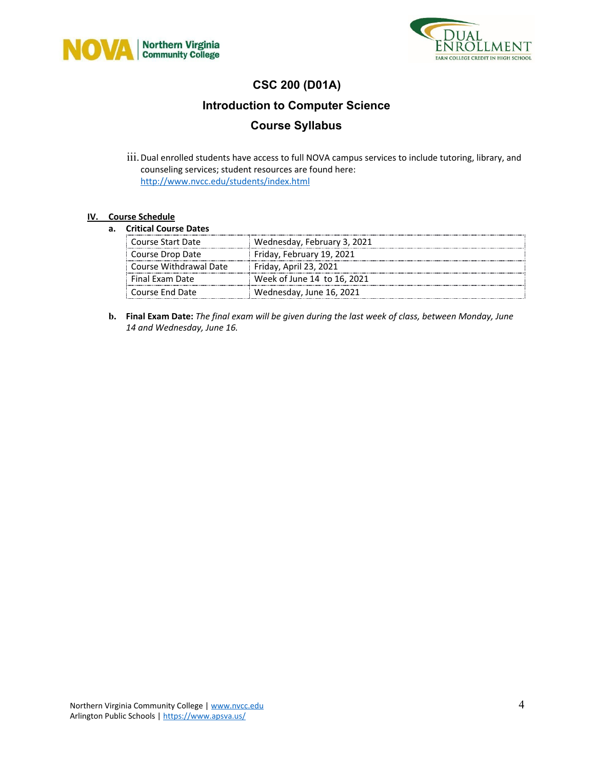# CSC 200 (D01A)

## Introduction to Computer Science

## Course Syllabus

iii. Dual enrolled students have access to full NOVA campus services to include tutoring, library, and counseling services; student resources are found here: http://www.nvcc.edu/students/index.html

## IV. Course Schedule

**a. Critical Course Dates**

| | |
|---|---|
| Course Start Date | Wednesday, February 3, 2021 |
| Course Drop Date | Friday, February 19, 2021 |
| Course Withdrawal Date | Friday, April 23, 2021 |
| Final Exam Date | Week of June 14 to 16, 2021 |
| Course End Date | Wednesday, June 16, 2021 |

**b. Final Exam Date:** *The final exam will be given during the last week of class, between Monday, June 14 and Wednesday, June 16.*